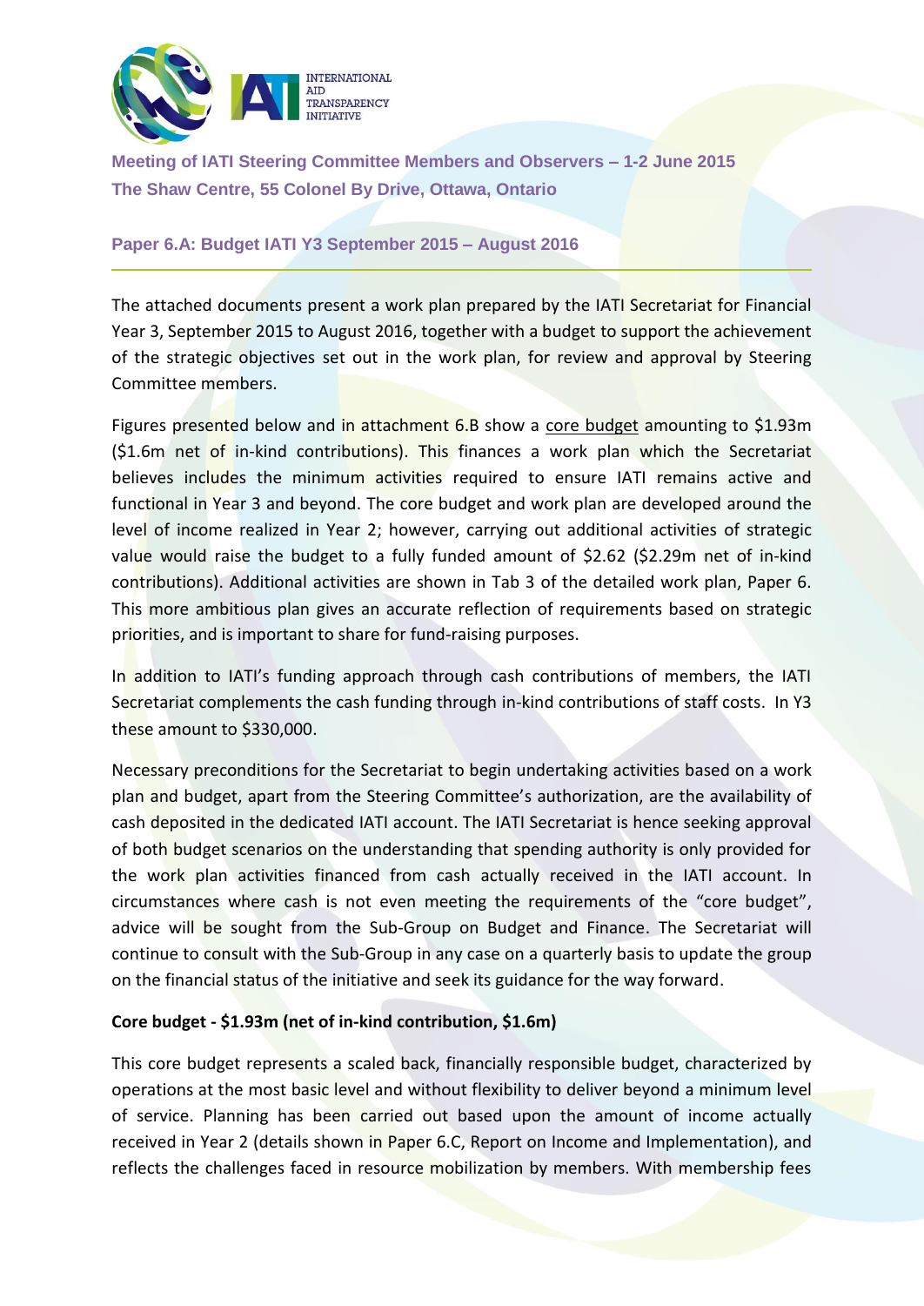**Meeting of IATI Steering Committee Members and Observers – 1-2 June 2015**
**The Shaw Centre, 55 Colonel By Drive, Ottawa, Ontario**

## Paper 6.A: Budget IATI Y3 September 2015 – August 2016

The attached documents present a work plan prepared by the IATI Secretariat for Financial Year 3, September 2015 to August 2016, together with a budget to support the achievement of the strategic objectives set out in the work plan, for review and approval by Steering Committee members.

Figures presented below and in attachment 6.B show a core budget amounting to $1.93m ($1.6m net of in-kind contributions). This finances a work plan which the Secretariat believes includes the minimum activities required to ensure IATI remains active and functional in Year 3 and beyond. The core budget and work plan are developed around the level of income realized in Year 2; however, carrying out additional activities of strategic value would raise the budget to a fully funded amount of $2.62 ($2.29m net of in-kind contributions). Additional activities are shown in Tab 3 of the detailed work plan, Paper 6. This more ambitious plan gives an accurate reflection of requirements based on strategic priorities, and is important to share for fund-raising purposes.

In addition to IATI's funding approach through cash contributions of members, the IATI Secretariat complements the cash funding through in-kind contributions of staff costs. In Y3 these amount to $330,000.

Necessary preconditions for the Secretariat to begin undertaking activities based on a work plan and budget, apart from the Steering Committee's authorization, are the availability of cash deposited in the dedicated IATI account. The IATI Secretariat is hence seeking approval of both budget scenarios on the understanding that spending authority is only provided for the work plan activities financed from cash actually received in the IATI account. In circumstances where cash is not even meeting the requirements of the "core budget", advice will be sought from the Sub-Group on Budget and Finance. The Secretariat will continue to consult with the Sub-Group in any case on a quarterly basis to update the group on the financial status of the initiative and seek its guidance for the way forward.

**Core budget - $1.93m (net of in-kind contribution, $1.6m)**

This core budget represents a scaled back, financially responsible budget, characterized by operations at the most basic level and without flexibility to deliver beyond a minimum level of service. Planning has been carried out based upon the amount of income actually received in Year 2 (details shown in Paper 6.C, Report on Income and Implementation), and reflects the challenges faced in resource mobilization by members. With membership fees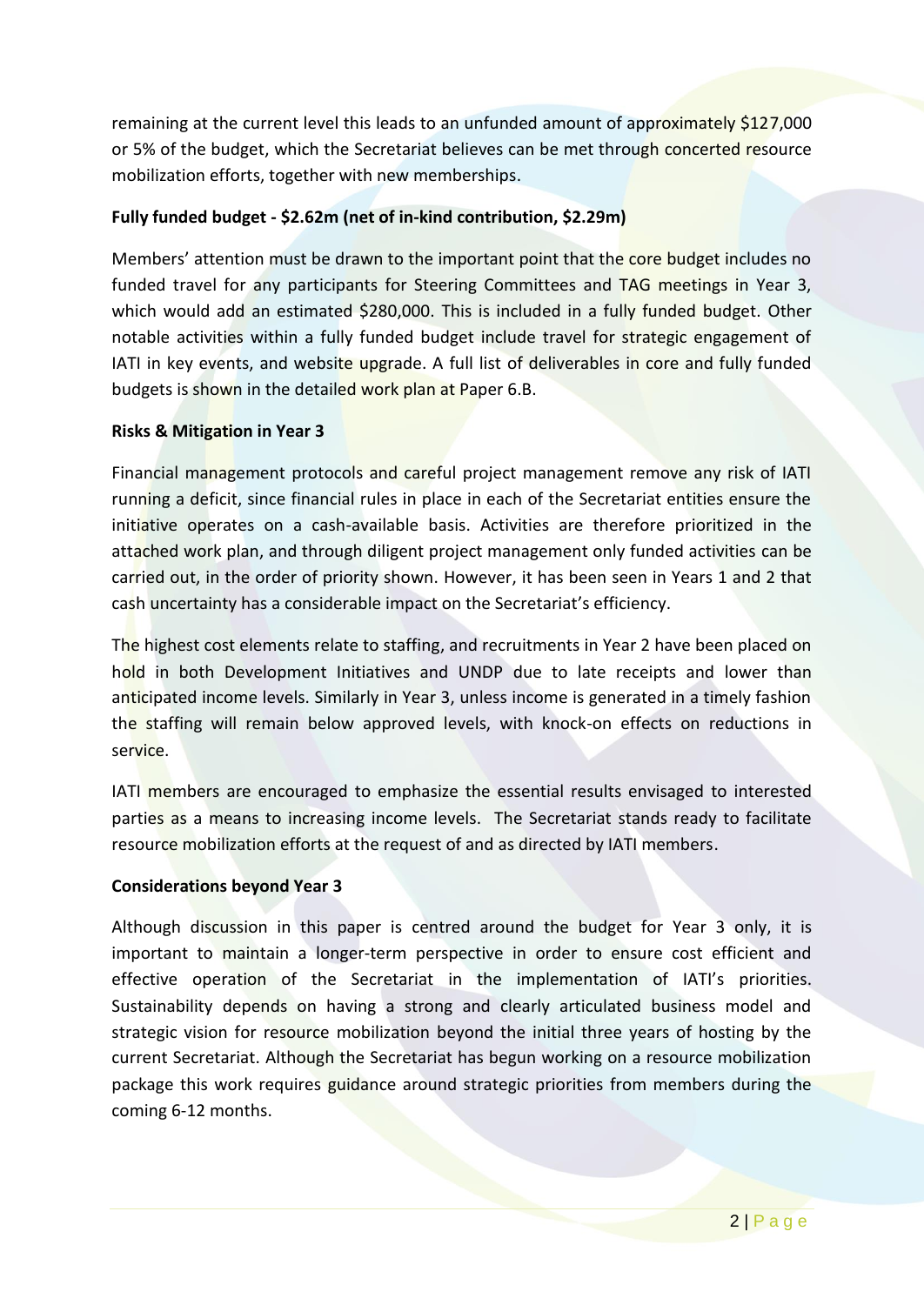remaining at the current level this leads to an unfunded amount of approximately $127,000 or 5% of the budget, which the Secretariat believes can be met through concerted resource mobilization efforts, together with new memberships.

**Fully funded budget - $2.62m (net of in-kind contribution, $2.29m)**

Members' attention must be drawn to the important point that the core budget includes no funded travel for any participants for Steering Committees and TAG meetings in Year 3, which would add an estimated $280,000. This is included in a fully funded budget. Other notable activities within a fully funded budget include travel for strategic engagement of IATI in key events, and website upgrade. A full list of deliverables in core and fully funded budgets is shown in the detailed work plan at Paper 6.B.

**Risks & Mitigation in Year 3**

Financial management protocols and careful project management remove any risk of IATI running a deficit, since financial rules in place in each of the Secretariat entities ensure the initiative operates on a cash-available basis. Activities are therefore prioritized in the attached work plan, and through diligent project management only funded activities can be carried out, in the order of priority shown. However, it has been seen in Years 1 and 2 that cash uncertainty has a considerable impact on the Secretariat's efficiency.

The highest cost elements relate to staffing, and recruitments in Year 2 have been placed on hold in both Development Initiatives and UNDP due to late receipts and lower than anticipated income levels. Similarly in Year 3, unless income is generated in a timely fashion the staffing will remain below approved levels, with knock-on effects on reductions in service.

IATI members are encouraged to emphasize the essential results envisaged to interested parties as a means to increasing income levels. The Secretariat stands ready to facilitate resource mobilization efforts at the request of and as directed by IATI members.

**Considerations beyond Year 3**

Although discussion in this paper is centred around the budget for Year 3 only, it is important to maintain a longer-term perspective in order to ensure cost efficient and effective operation of the Secretariat in the implementation of IATI's priorities. Sustainability depends on having a strong and clearly articulated business model and strategic vision for resource mobilization beyond the initial three years of hosting by the current Secretariat. Although the Secretariat has begun working on a resource mobilization package this work requires guidance around strategic priorities from members during the coming 6-12 months.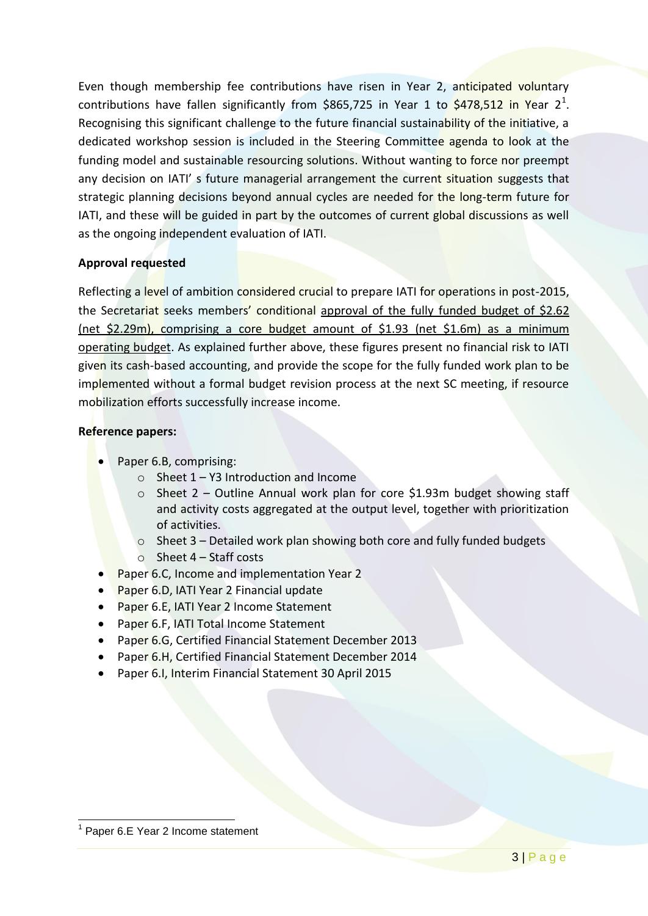Even though membership fee contributions have risen in Year 2, anticipated voluntary contributions have fallen significantly from $865,725 in Year 1 to $478,512 in Year 2[1]. Recognising this significant challenge to the future financial sustainability of the initiative, a dedicated workshop session is included in the Steering Committee agenda to look at the funding model and sustainable resourcing solutions. Without wanting to force nor preempt any decision on IATI' s future managerial arrangement the current situation suggests that strategic planning decisions beyond annual cycles are needed for the long-term future for IATI, and these will be guided in part by the outcomes of current global discussions as well as the ongoing independent evaluation of IATI.

**Approval requested**

Reflecting a level of ambition considered crucial to prepare IATI for operations in post-2015, the Secretariat seeks members' conditional approval of the fully funded budget of $2.62 (net $2.29m), comprising a core budget amount of $1.93 (net $1.6m) as a minimum operating budget. As explained further above, these figures present no financial risk to IATI given its cash-based accounting, and provide the scope for the fully funded work plan to be implemented without a formal budget revision process at the next SC meeting, if resource mobilization efforts successfully increase income.

**Reference papers:**

- Paper 6.B, comprising:
  - Sheet 1 – Y3 Introduction and Income
  - Sheet 2 – Outline Annual work plan for core $1.93m budget showing staff and activity costs aggregated at the output level, together with prioritization of activities.
  - Sheet 3 – Detailed work plan showing both core and fully funded budgets
  - Sheet 4 – Staff costs
- Paper 6.C, Income and implementation Year 2
- Paper 6.D, IATI Year 2 Financial update
- Paper 6.E, IATI Year 2 Income Statement
- Paper 6.F, IATI Total Income Statement
- Paper 6.G, Certified Financial Statement December 2013
- Paper 6.H, Certified Financial Statement December 2014
- Paper 6.I, Interim Financial Statement 30 April 2015

[1] Paper 6.E Year 2 Income statement